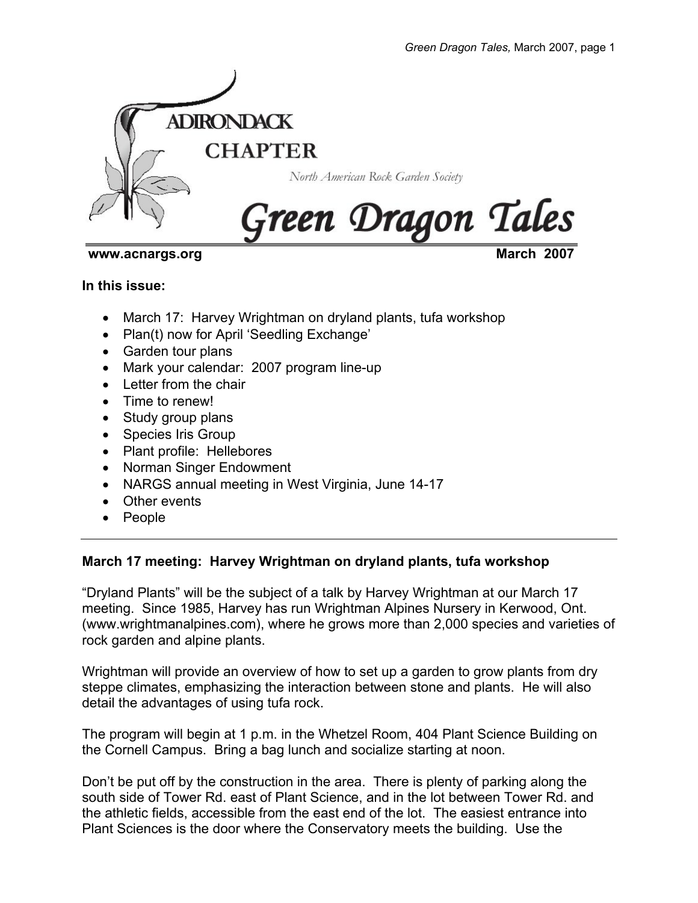# ADIRONDACK CHAPTER

North American Rock Garden Society

# Green Dragon Tales

**www.acnargs.org** **March 2007**

**In this issue:**

- March 17: Harvey Wrightman on dryland plants, tufa workshop
- Plan(t) now for April 'Seedling Exchange'
- Garden tour plans
- Mark your calendar: 2007 program line-up
- Letter from the chair
- Time to renew!
- Study group plans
- Species Iris Group
- Plant profile: Hellebores
- Norman Singer Endowment
- NARGS annual meeting in West Virginia, June 14-17
- Other events
- People

---

### March 17 meeting: Harvey Wrightman on dryland plants, tufa workshop

"Dryland Plants" will be the subject of a talk by Harvey Wrightman at our March 17 meeting. Since 1985, Harvey has run Wrightman Alpines Nursery in Kerwood, Ont. (www.wrightmanalpines.com), where he grows more than 2,000 species and varieties of rock garden and alpine plants.

Wrightman will provide an overview of how to set up a garden to grow plants from dry steppe climates, emphasizing the interaction between stone and plants. He will also detail the advantages of using tufa rock.

The program will begin at 1 p.m. in the Whetzel Room, 404 Plant Science Building on the Cornell Campus. Bring a bag lunch and socialize starting at noon.

Don't be put off by the construction in the area. There is plenty of parking along the south side of Tower Rd. east of Plant Science, and in the lot between Tower Rd. and the athletic fields, accessible from the east end of the lot. The easiest entrance into Plant Sciences is the door where the Conservatory meets the building. Use the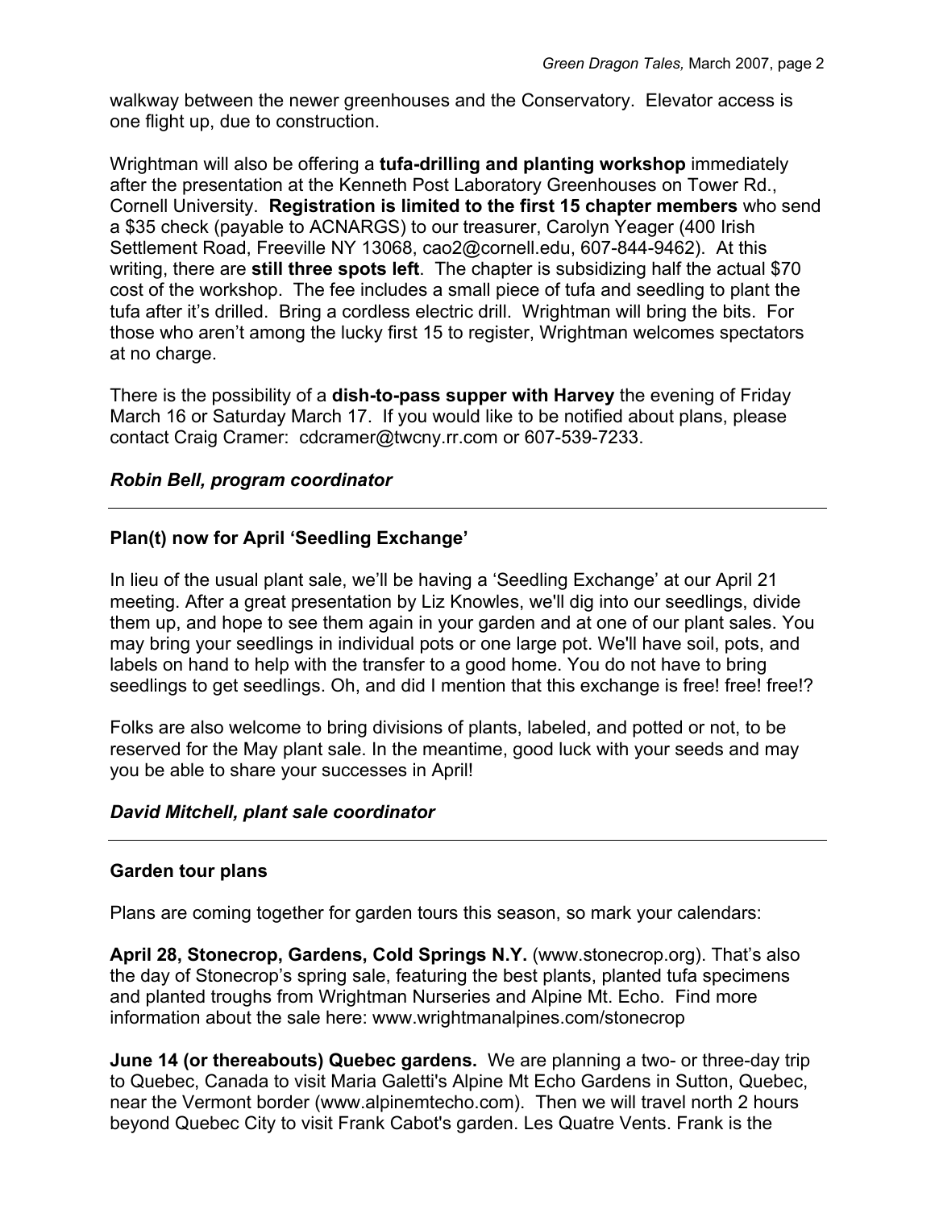walkway between the newer greenhouses and the Conservatory. Elevator access is one flight up, due to construction.

Wrightman will also be offering a **tufa-drilling and planting workshop** immediately after the presentation at the Kenneth Post Laboratory Greenhouses on Tower Rd., Cornell University. **Registration is limited to the first 15 chapter members** who send a $35 check (payable to ACNARGS) to our treasurer, Carolyn Yeager (400 Irish Settlement Road, Freeville NY 13068, cao2@cornell.edu, 607-844-9462). At this writing, there are **still three spots left**. The chapter is subsidizing half the actual $70 cost of the workshop. The fee includes a small piece of tufa and seedling to plant the tufa after it's drilled. Bring a cordless electric drill. Wrightman will bring the bits. For those who aren't among the lucky first 15 to register, Wrightman welcomes spectators at no charge.

There is the possibility of a **dish-to-pass supper with Harvey** the evening of Friday March 16 or Saturday March 17. If you would like to be notified about plans, please contact Craig Cramer: cdcramer@twcny.rr.com or 607-539-7233.

***Robin Bell, program coordinator***

---

### Plan(t) now for April 'Seedling Exchange'

In lieu of the usual plant sale, we'll be having a 'Seedling Exchange' at our April 21 meeting. After a great presentation by Liz Knowles, we'll dig into our seedlings, divide them up, and hope to see them again in your garden and at one of our plant sales. You may bring your seedlings in individual pots or one large pot. We'll have soil, pots, and labels on hand to help with the transfer to a good home. You do not have to bring seedlings to get seedlings. Oh, and did I mention that this exchange is free! free! free!?

Folks are also welcome to bring divisions of plants, labeled, and potted or not, to be reserved for the May plant sale. In the meantime, good luck with your seeds and may you be able to share your successes in April!

***David Mitchell, plant sale coordinator***

---

### Garden tour plans

Plans are coming together for garden tours this season, so mark your calendars:

**April 28, Stonecrop, Gardens, Cold Springs N.Y.** (www.stonecrop.org). That's also the day of Stonecrop's spring sale, featuring the best plants, planted tufa specimens and planted troughs from Wrightman Nurseries and Alpine Mt. Echo. Find more information about the sale here: www.wrightmanalpines.com/stonecrop

**June 14 (or thereabouts) Quebec gardens.** We are planning a two- or three-day trip to Quebec, Canada to visit Maria Galetti's Alpine Mt Echo Gardens in Sutton, Quebec, near the Vermont border (www.alpinemtecho.com). Then we will travel north 2 hours beyond Quebec City to visit Frank Cabot's garden. Les Quatre Vents. Frank is the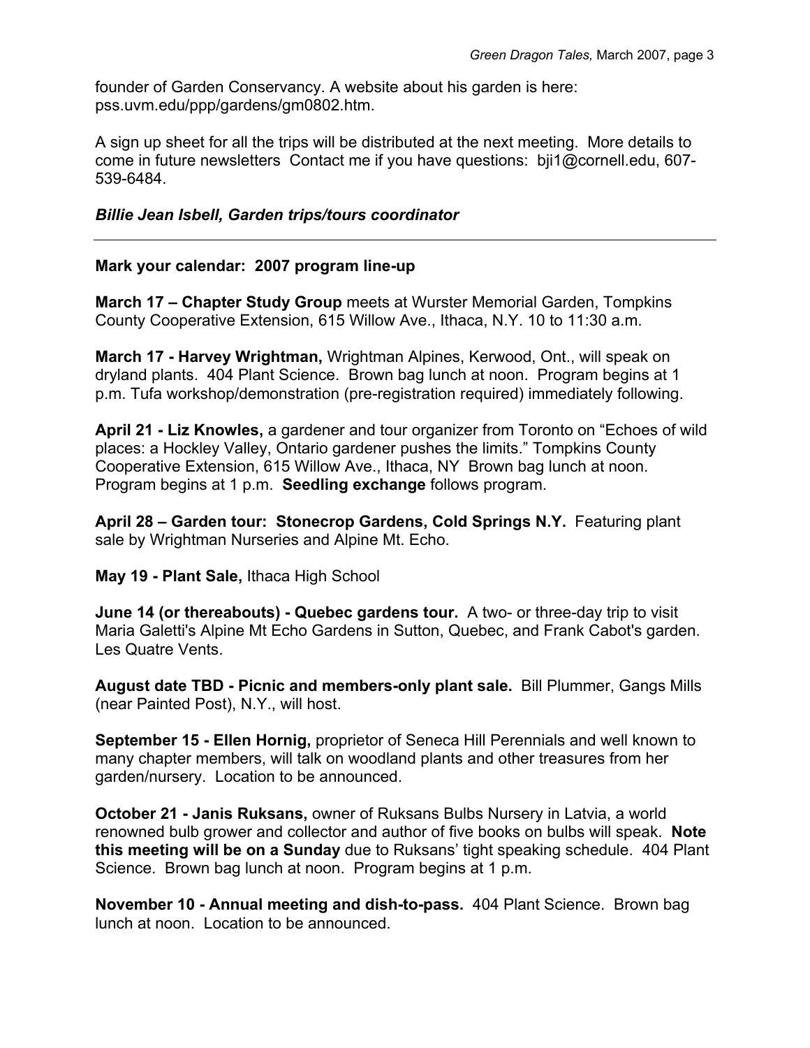founder of Garden Conservancy. A website about his garden is here: pss.uvm.edu/ppp/gardens/gm0802.htm.

A sign up sheet for all the trips will be distributed at the next meeting. More details to come in future newsletters Contact me if you have questions: bji1@cornell.edu, 607-539-6484.

***Billie Jean Isbell, Garden trips/tours coordinator***

---

**Mark your calendar: 2007 program line-up**

**March 17 – Chapter Study Group** meets at Wurster Memorial Garden, Tompkins County Cooperative Extension, 615 Willow Ave., Ithaca, N.Y. 10 to 11:30 a.m.

**March 17 - Harvey Wrightman,** Wrightman Alpines, Kerwood, Ont., will speak on dryland plants. 404 Plant Science. Brown bag lunch at noon. Program begins at 1 p.m. Tufa workshop/demonstration (pre-registration required) immediately following.

**April 21 - Liz Knowles,** a gardener and tour organizer from Toronto on "Echoes of wild places: a Hockley Valley, Ontario gardener pushes the limits." Tompkins County Cooperative Extension, 615 Willow Ave., Ithaca, NY Brown bag lunch at noon. Program begins at 1 p.m. **Seedling exchange** follows program.

**April 28 – Garden tour: Stonecrop Gardens, Cold Springs N.Y.** Featuring plant sale by Wrightman Nurseries and Alpine Mt. Echo.

**May 19 - Plant Sale,** Ithaca High School

**June 14 (or thereabouts) - Quebec gardens tour.** A two- or three-day trip to visit Maria Galetti's Alpine Mt Echo Gardens in Sutton, Quebec, and Frank Cabot's garden. Les Quatre Vents.

**August date TBD - Picnic and members-only plant sale.** Bill Plummer, Gangs Mills (near Painted Post), N.Y., will host.

**September 15 - Ellen Hornig,** proprietor of Seneca Hill Perennials and well known to many chapter members, will talk on woodland plants and other treasures from her garden/nursery. Location to be announced.

**October 21 - Janis Ruksans,** owner of Ruksans Bulbs Nursery in Latvia, a world renowned bulb grower and collector and author of five books on bulbs will speak. **Note this meeting will be on a Sunday** due to Ruksans' tight speaking schedule. 404 Plant Science. Brown bag lunch at noon. Program begins at 1 p.m.

**November 10 - Annual meeting and dish-to-pass.** 404 Plant Science. Brown bag lunch at noon. Location to be announced.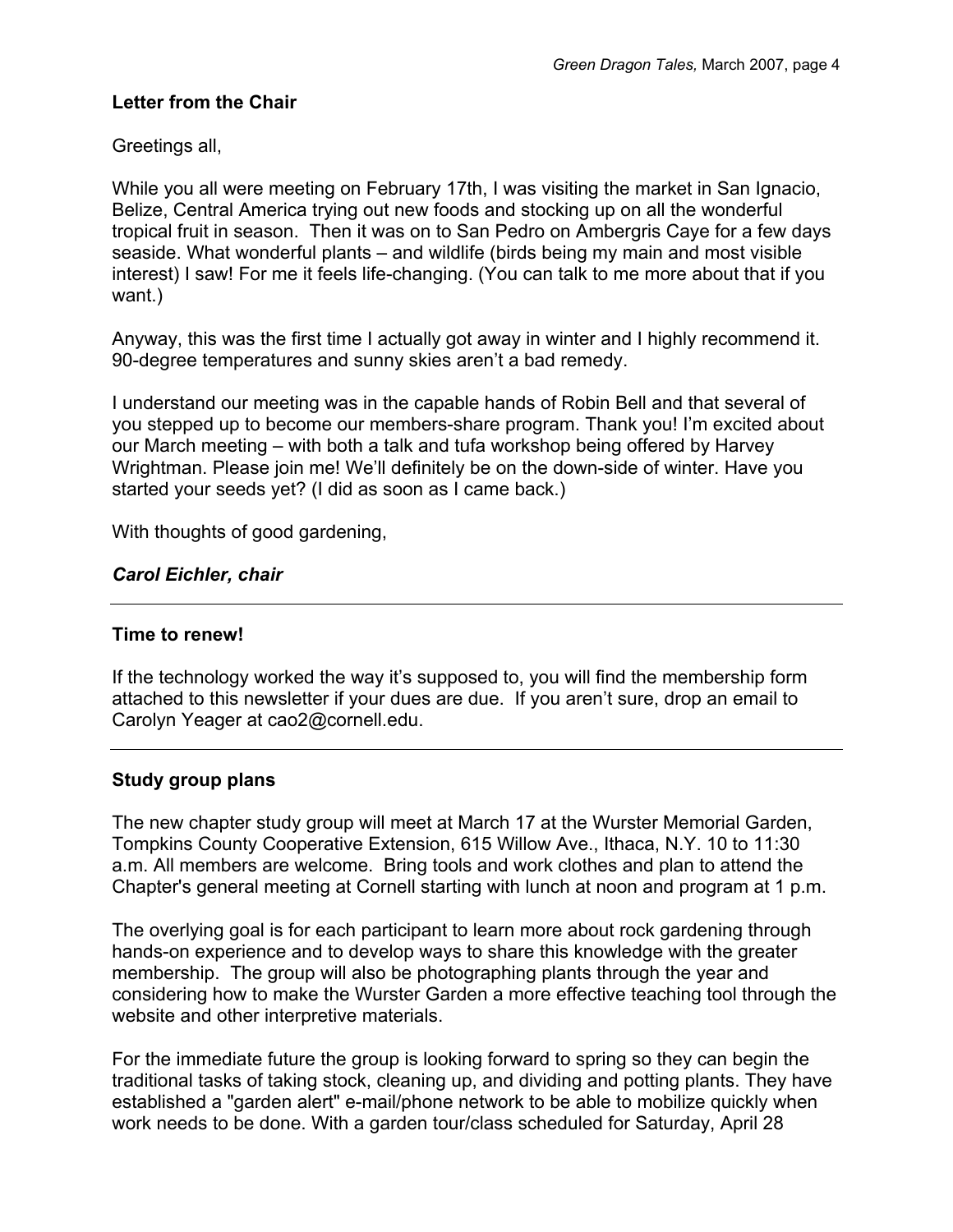## Letter from the Chair

Greetings all,

While you all were meeting on February 17th, I was visiting the market in San Ignacio, Belize, Central America trying out new foods and stocking up on all the wonderful tropical fruit in season. Then it was on to San Pedro on Ambergris Caye for a few days seaside. What wonderful plants – and wildlife (birds being my main and most visible interest) I saw! For me it feels life-changing. (You can talk to me more about that if you want.)

Anyway, this was the first time I actually got away in winter and I highly recommend it. 90-degree temperatures and sunny skies aren't a bad remedy.

I understand our meeting was in the capable hands of Robin Bell and that several of you stepped up to become our members-share program. Thank you! I'm excited about our March meeting – with both a talk and tufa workshop being offered by Harvey Wrightman. Please join me! We'll definitely be on the down-side of winter. Have you started your seeds yet? (I did as soon as I came back.)

With thoughts of good gardening,

***Carol Eichler, chair***

---

## Time to renew!

If the technology worked the way it's supposed to, you will find the membership form attached to this newsletter if your dues are due. If you aren't sure, drop an email to Carolyn Yeager at cao2@cornell.edu.

---

## Study group plans

The new chapter study group will meet at March 17 at the Wurster Memorial Garden, Tompkins County Cooperative Extension, 615 Willow Ave., Ithaca, N.Y. 10 to 11:30 a.m. All members are welcome. Bring tools and work clothes and plan to attend the Chapter's general meeting at Cornell starting with lunch at noon and program at 1 p.m.

The overlying goal is for each participant to learn more about rock gardening through hands-on experience and to develop ways to share this knowledge with the greater membership. The group will also be photographing plants through the year and considering how to make the Wurster Garden a more effective teaching tool through the website and other interpretive materials.

For the immediate future the group is looking forward to spring so they can begin the traditional tasks of taking stock, cleaning up, and dividing and potting plants. They have established a "garden alert" e-mail/phone network to be able to mobilize quickly when work needs to be done. With a garden tour/class scheduled for Saturday, April 28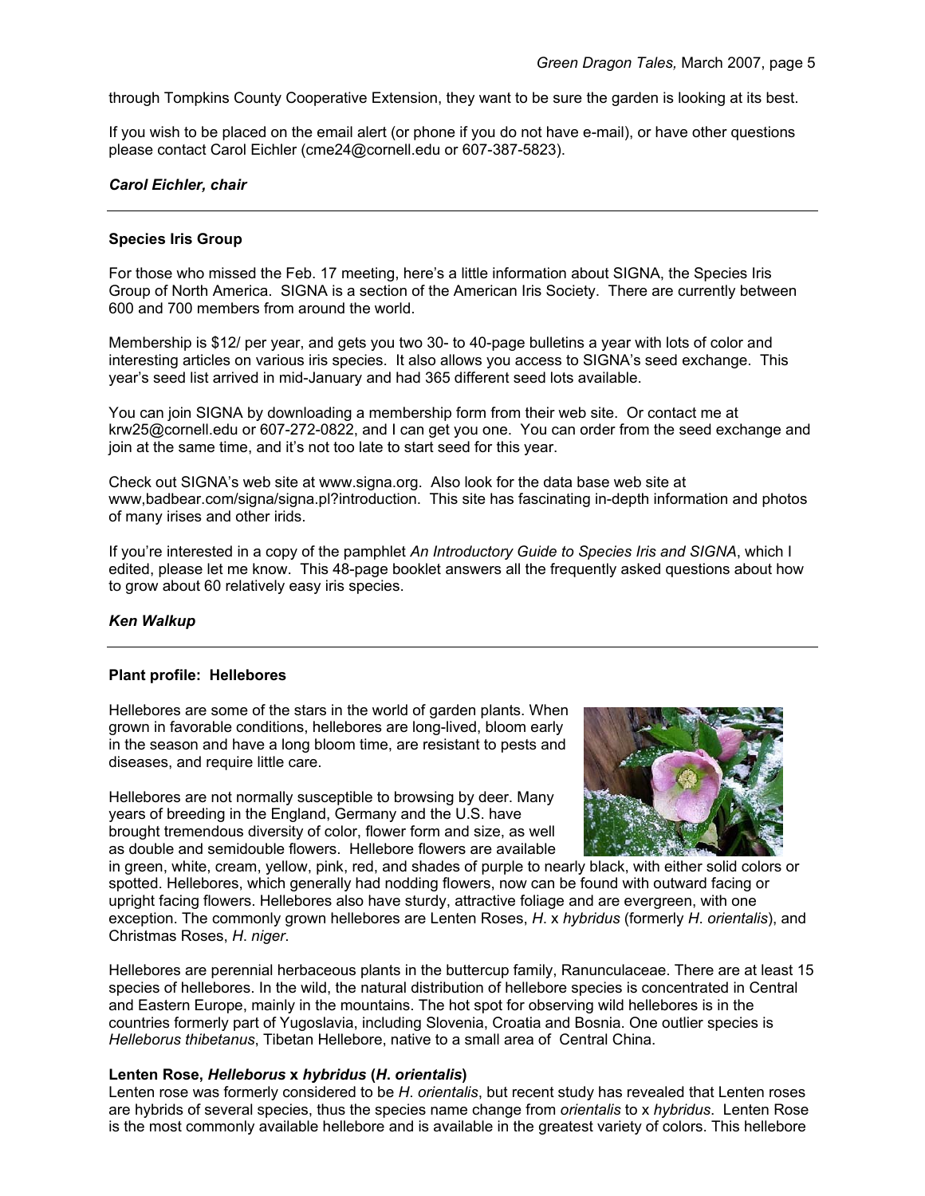through Tompkins County Cooperative Extension, they want to be sure the garden is looking at its best.

If you wish to be placed on the email alert (or phone if you do not have e-mail), or have other questions please contact Carol Eichler (cme24@cornell.edu or 607-387-5823).

***Carol Eichler, chair***

---

**Species Iris Group**

For those who missed the Feb. 17 meeting, here's a little information about SIGNA, the Species Iris Group of North America. SIGNA is a section of the American Iris Society. There are currently between 600 and 700 members from around the world.

Membership is $12/ per year, and gets you two 30- to 40-page bulletins a year with lots of color and interesting articles on various iris species. It also allows you access to SIGNA's seed exchange. This year's seed list arrived in mid-January and had 365 different seed lots available.

You can join SIGNA by downloading a membership form from their web site. Or contact me at krw25@cornell.edu or 607-272-0822, and I can get you one. You can order from the seed exchange and join at the same time, and it's not too late to start seed for this year.

Check out SIGNA's web site at www.signa.org. Also look for the data base web site at www,badbear.com/signa/signa.pl?introduction. This site has fascinating in-depth information and photos of many irises and other irids.

If you're interested in a copy of the pamphlet *An Introductory Guide to Species Iris and SIGNA*, which I edited, please let me know. This 48-page booklet answers all the frequently asked questions about how to grow about 60 relatively easy iris species.

***Ken Walkup***

---

**Plant profile: Hellebores**

Hellebores are some of the stars in the world of garden plants. When grown in favorable conditions, hellebores are long-lived, bloom early in the season and have a long bloom time, are resistant to pests and diseases, and require little care.

Hellebores are not normally susceptible to browsing by deer. Many years of breeding in the England, Germany and the U.S. have brought tremendous diversity of color, flower form and size, as well as double and semidouble flowers. Hellebore flowers are available in green, white, cream, yellow, pink, red, and shades of purple to nearly black, with either solid colors or spotted. Hellebores, which generally had nodding flowers, now can be found with outward facing or upright facing flowers. Hellebores also have sturdy, attractive foliage and are evergreen, with one exception. The commonly grown hellebores are Lenten Roses, *H*. x *hybridus* (formerly *H*. *orientalis*), and Christmas Roses, *H*. *niger*.

Hellebores are perennial herbaceous plants in the buttercup family, Ranunculaceae. There are at least 15 species of hellebores. In the wild, the natural distribution of hellebore species is concentrated in Central and Eastern Europe, mainly in the mountains. The hot spot for observing wild hellebores is in the countries formerly part of Yugoslavia, including Slovenia, Croatia and Bosnia. One outlier species is *Helleborus thibetanus*, Tibetan Hellebore, native to a small area of Central China.

**Lenten Rose, *Helleborus* x *hybridus* (*H. orientalis*)**

Lenten rose was formerly considered to be *H*. *orientalis*, but recent study has revealed that Lenten roses are hybrids of several species, thus the species name change from *orientalis* to x *hybridus*. Lenten Rose is the most commonly available hellebore and is available in the greatest variety of colors. This hellebore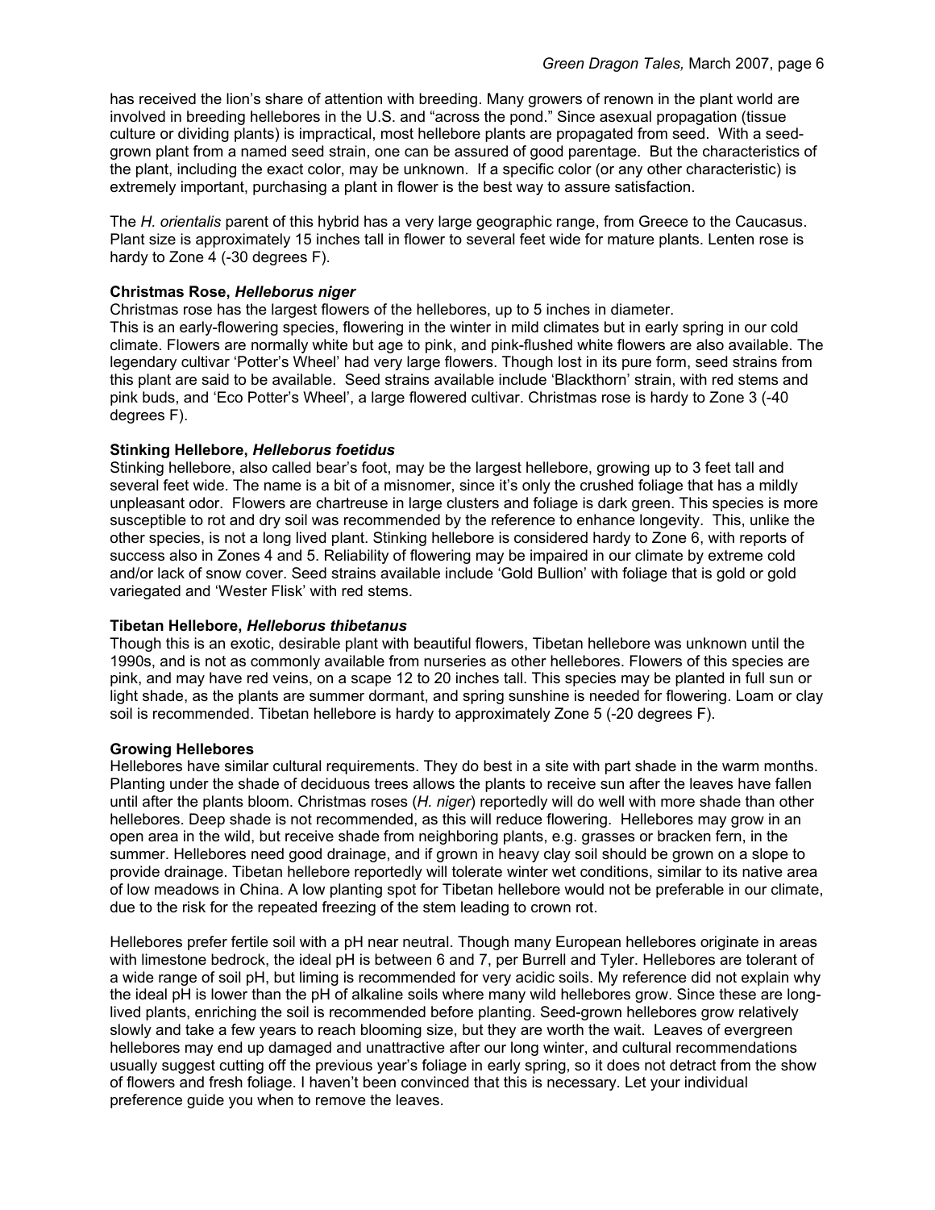has received the lion's share of attention with breeding. Many growers of renown in the plant world are involved in breeding hellebores in the U.S. and "across the pond." Since asexual propagation (tissue culture or dividing plants) is impractical, most hellebore plants are propagated from seed. With a seed-grown plant from a named seed strain, one can be assured of good parentage. But the characteristics of the plant, including the exact color, may be unknown. If a specific color (or any other characteristic) is extremely important, purchasing a plant in flower is the best way to assure satisfaction.

The *H. orientalis* parent of this hybrid has a very large geographic range, from Greece to the Caucasus. Plant size is approximately 15 inches tall in flower to several feet wide for mature plants. Lenten rose is hardy to Zone 4 (-30 degrees F).

**Christmas Rose, *Helleborus niger***

Christmas rose has the largest flowers of the hellebores, up to 5 inches in diameter.
This is an early-flowering species, flowering in the winter in mild climates but in early spring in our cold climate. Flowers are normally white but age to pink, and pink-flushed white flowers are also available. The legendary cultivar 'Potter's Wheel' had very large flowers. Though lost in its pure form, seed strains from this plant are said to be available. Seed strains available include 'Blackthorn' strain, with red stems and pink buds, and 'Eco Potter's Wheel', a large flowered cultivar. Christmas rose is hardy to Zone 3 (-40 degrees F).

**Stinking Hellebore, *Helleborus foetidus***

Stinking hellebore, also called bear's foot, may be the largest hellebore, growing up to 3 feet tall and several feet wide. The name is a bit of a misnomer, since it's only the crushed foliage that has a mildly unpleasant odor. Flowers are chartreuse in large clusters and foliage is dark green. This species is more susceptible to rot and dry soil was recommended by the reference to enhance longevity. This, unlike the other species, is not a long lived plant. Stinking hellebore is considered hardy to Zone 6, with reports of success also in Zones 4 and 5. Reliability of flowering may be impaired in our climate by extreme cold and/or lack of snow cover. Seed strains available include 'Gold Bullion' with foliage that is gold or gold variegated and 'Wester Flisk' with red stems.

**Tibetan Hellebore, *Helleborus thibetanus***

Though this is an exotic, desirable plant with beautiful flowers, Tibetan hellebore was unknown until the 1990s, and is not as commonly available from nurseries as other hellebores. Flowers of this species are pink, and may have red veins, on a scape 12 to 20 inches tall. This species may be planted in full sun or light shade, as the plants are summer dormant, and spring sunshine is needed for flowering. Loam or clay soil is recommended. Tibetan hellebore is hardy to approximately Zone 5 (-20 degrees F).

**Growing Hellebores**

Hellebores have similar cultural requirements. They do best in a site with part shade in the warm months. Planting under the shade of deciduous trees allows the plants to receive sun after the leaves have fallen until after the plants bloom. Christmas roses (*H. niger*) reportedly will do well with more shade than other hellebores. Deep shade is not recommended, as this will reduce flowering. Hellebores may grow in an open area in the wild, but receive shade from neighboring plants, e.g. grasses or bracken fern, in the summer. Hellebores need good drainage, and if grown in heavy clay soil should be grown on a slope to provide drainage. Tibetan hellebore reportedly will tolerate winter wet conditions, similar to its native area of low meadows in China. A low planting spot for Tibetan hellebore would not be preferable in our climate, due to the risk for the repeated freezing of the stem leading to crown rot.

Hellebores prefer fertile soil with a pH near neutral. Though many European hellebores originate in areas with limestone bedrock, the ideal pH is between 6 and 7, per Burrell and Tyler. Hellebores are tolerant of a wide range of soil pH, but liming is recommended for very acidic soils. My reference did not explain why the ideal pH is lower than the pH of alkaline soils where many wild hellebores grow. Since these are long-lived plants, enriching the soil is recommended before planting. Seed-grown hellebores grow relatively slowly and take a few years to reach blooming size, but they are worth the wait. Leaves of evergreen hellebores may end up damaged and unattractive after our long winter, and cultural recommendations usually suggest cutting off the previous year's foliage in early spring, so it does not detract from the show of flowers and fresh foliage. I haven't been convinced that this is necessary. Let your individual preference guide you when to remove the leaves.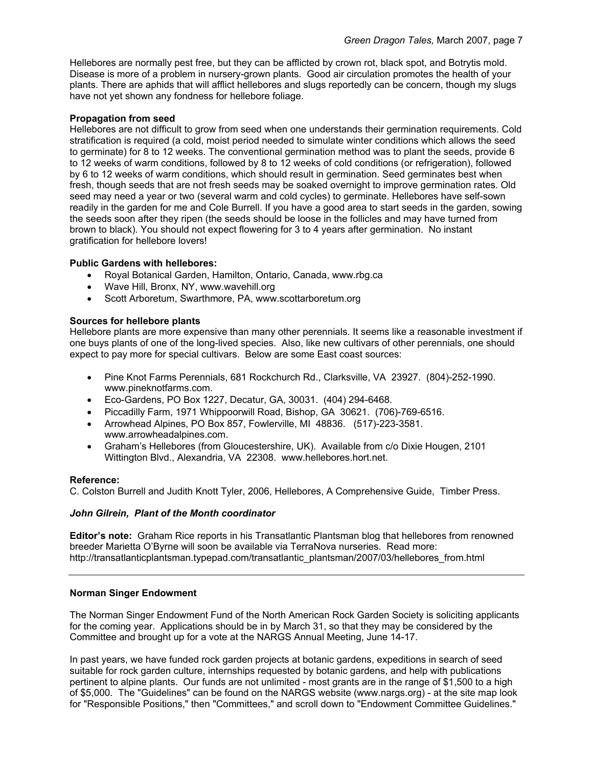Hellebores are normally pest free, but they can be afflicted by crown rot, black spot, and Botrytis mold. Disease is more of a problem in nursery-grown plants. Good air circulation promotes the health of your plants. There are aphids that will afflict hellebores and slugs reportedly can be concern, though my slugs have not yet shown any fondness for hellebore foliage.

**Propagation from seed**

Hellebores are not difficult to grow from seed when one understands their germination requirements. Cold stratification is required (a cold, moist period needed to simulate winter conditions which allows the seed to germinate) for 8 to 12 weeks. The conventional germination method was to plant the seeds, provide 6 to 12 weeks of warm conditions, followed by 8 to 12 weeks of cold conditions (or refrigeration), followed by 6 to 12 weeks of warm conditions, which should result in germination. Seed germinates best when fresh, though seeds that are not fresh seeds may be soaked overnight to improve germination rates. Old seed may need a year or two (several warm and cold cycles) to germinate. Hellebores have self-sown readily in the garden for me and Cole Burrell. If you have a good area to start seeds in the garden, sowing the seeds soon after they ripen (the seeds should be loose in the follicles and may have turned from brown to black). You should not expect flowering for 3 to 4 years after germination. No instant gratification for hellebore lovers!

**Public Gardens with hellebores:**

- Royal Botanical Garden, Hamilton, Ontario, Canada, www.rbg.ca
- Wave Hill, Bronx, NY, www.wavehill.org
- Scott Arboretum, Swarthmore, PA, www.scottarboretum.org

**Sources for hellebore plants**

Hellebore plants are more expensive than many other perennials. It seems like a reasonable investment if one buys plants of one of the long-lived species. Also, like new cultivars of other perennials, one should expect to pay more for special cultivars. Below are some East coast sources:

- Pine Knot Farms Perennials, 681 Rockchurch Rd., Clarksville, VA 23927. (804)-252-1990. www.pineknotfarms.com.
- Eco-Gardens, PO Box 1227, Decatur, GA, 30031. (404) 294-6468.
- Piccadilly Farm, 1971 Whippoorwill Road, Bishop, GA 30621. (706)-769-6516.
- Arrowhead Alpines, PO Box 857, Fowlerville, MI 48836. (517)-223-3581. www.arrowheadalpines.com.
- Graham's Hellebores (from Gloucestershire, UK). Available from c/o Dixie Hougen, 2101 Wittington Blvd., Alexandria, VA 22308. www.hellebores.hort.net.

**Reference:**

C. Colston Burrell and Judith Knott Tyler, 2006, Hellebores, A Comprehensive Guide, Timber Press.

***John Gilrein, Plant of the Month coordinator***

**Editor's note:** Graham Rice reports in his Transatlantic Plantsman blog that hellebores from renowned breeder Marietta O'Byrne will soon be available via TerraNova nurseries. Read more: http://transatlanticplantsman.typepad.com/transatlantic_plantsman/2007/03/hellebores_from.html

---

**Norman Singer Endowment**

The Norman Singer Endowment Fund of the North American Rock Garden Society is soliciting applicants for the coming year. Applications should be in by March 31, so that they may be considered by the Committee and brought up for a vote at the NARGS Annual Meeting, June 14-17.

In past years, we have funded rock garden projects at botanic gardens, expeditions in search of seed suitable for rock garden culture, internships requested by botanic gardens, and help with publications pertinent to alpine plants. Our funds are not unlimited - most grants are in the range of $1,500 to a high of $5,000. The "Guidelines" can be found on the NARGS website (www.nargs.org) - at the site map look for "Responsible Positions," then "Committees," and scroll down to "Endowment Committee Guidelines."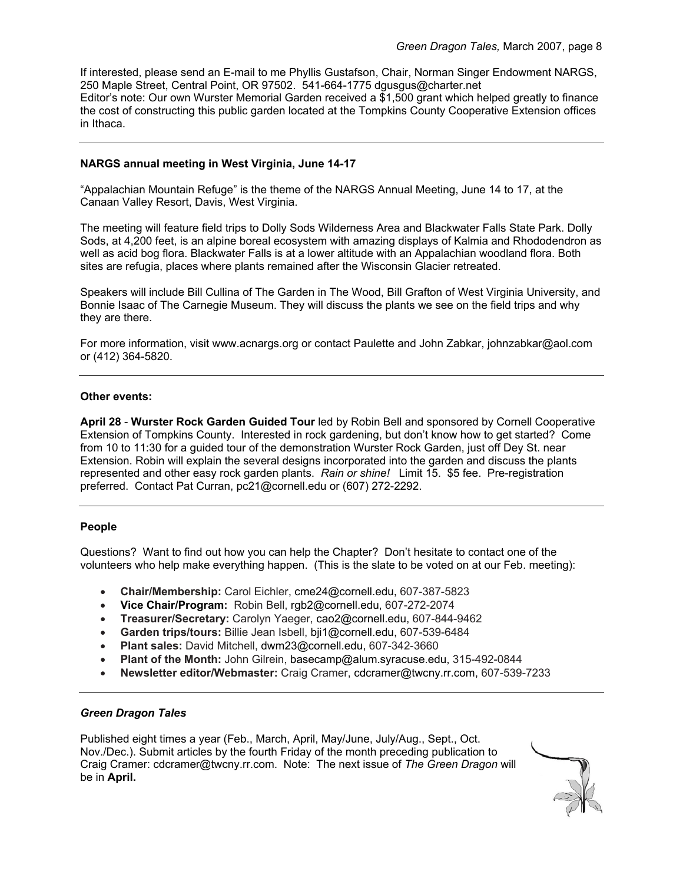If interested, please send an E-mail to me Phyllis Gustafson, Chair, Norman Singer Endowment NARGS, 250 Maple Street, Central Point, OR 97502. 541-664-1775 dgusgus@charter.net

Editor's note: Our own Wurster Memorial Garden received a $1,500 grant which helped greatly to finance the cost of constructing this public garden located at the Tompkins County Cooperative Extension offices in Ithaca.

---

**NARGS annual meeting in West Virginia, June 14-17**

"Appalachian Mountain Refuge" is the theme of the NARGS Annual Meeting, June 14 to 17, at the Canaan Valley Resort, Davis, West Virginia.

The meeting will feature field trips to Dolly Sods Wilderness Area and Blackwater Falls State Park. Dolly Sods, at 4,200 feet, is an alpine boreal ecosystem with amazing displays of Kalmia and Rhododendron as well as acid bog flora. Blackwater Falls is at a lower altitude with an Appalachian woodland flora. Both sites are refugia, places where plants remained after the Wisconsin Glacier retreated.

Speakers will include Bill Cullina of The Garden in The Wood, Bill Grafton of West Virginia University, and Bonnie Isaac of The Carnegie Museum. They will discuss the plants we see on the field trips and why they are there.

For more information, visit www.acnargs.org or contact Paulette and John Zabkar, johnzabkar@aol.com or (412) 364-5820.

---

**Other events:**

**April 28** - **Wurster Rock Garden Guided Tour** led by Robin Bell and sponsored by Cornell Cooperative Extension of Tompkins County. Interested in rock gardening, but don't know how to get started? Come from 10 to 11:30 for a guided tour of the demonstration Wurster Rock Garden, just off Dey St. near Extension. Robin will explain the several designs incorporated into the garden and discuss the plants represented and other easy rock garden plants. *Rain or shine!* Limit 15. $5 fee. Pre-registration preferred. Contact Pat Curran, pc21@cornell.edu or (607) 272-2292.

---

**People**

Questions? Want to find out how you can help the Chapter? Don't hesitate to contact one of the volunteers who help make everything happen. (This is the slate to be voted on at our Feb. meeting):

- **Chair/Membership:** Carol Eichler, cme24@cornell.edu, 607-387-5823
- **Vice Chair/Program:** Robin Bell, rgb2@cornell.edu, 607-272-2074
- **Treasurer/Secretary:** Carolyn Yaeger, cao2@cornell.edu, 607-844-9462
- **Garden trips/tours:** Billie Jean Isbell, bji1@cornell.edu, 607-539-6484
- **Plant sales:** David Mitchell, dwm23@cornell.edu, 607-342-3660
- **Plant of the Month:** John Gilrein, basecamp@alum.syracuse.edu, 315-492-0844
- **Newsletter editor/Webmaster:** Craig Cramer, cdcramer@twcny.rr.com, 607-539-7233

---

***Green Dragon Tales***

Published eight times a year (Feb., March, April, May/June, July/Aug., Sept., Oct. Nov./Dec.). Submit articles by the fourth Friday of the month preceding publication to Craig Cramer: cdcramer@twcny.rr.com. Note: The next issue of *The Green Dragon* will be in **April.**